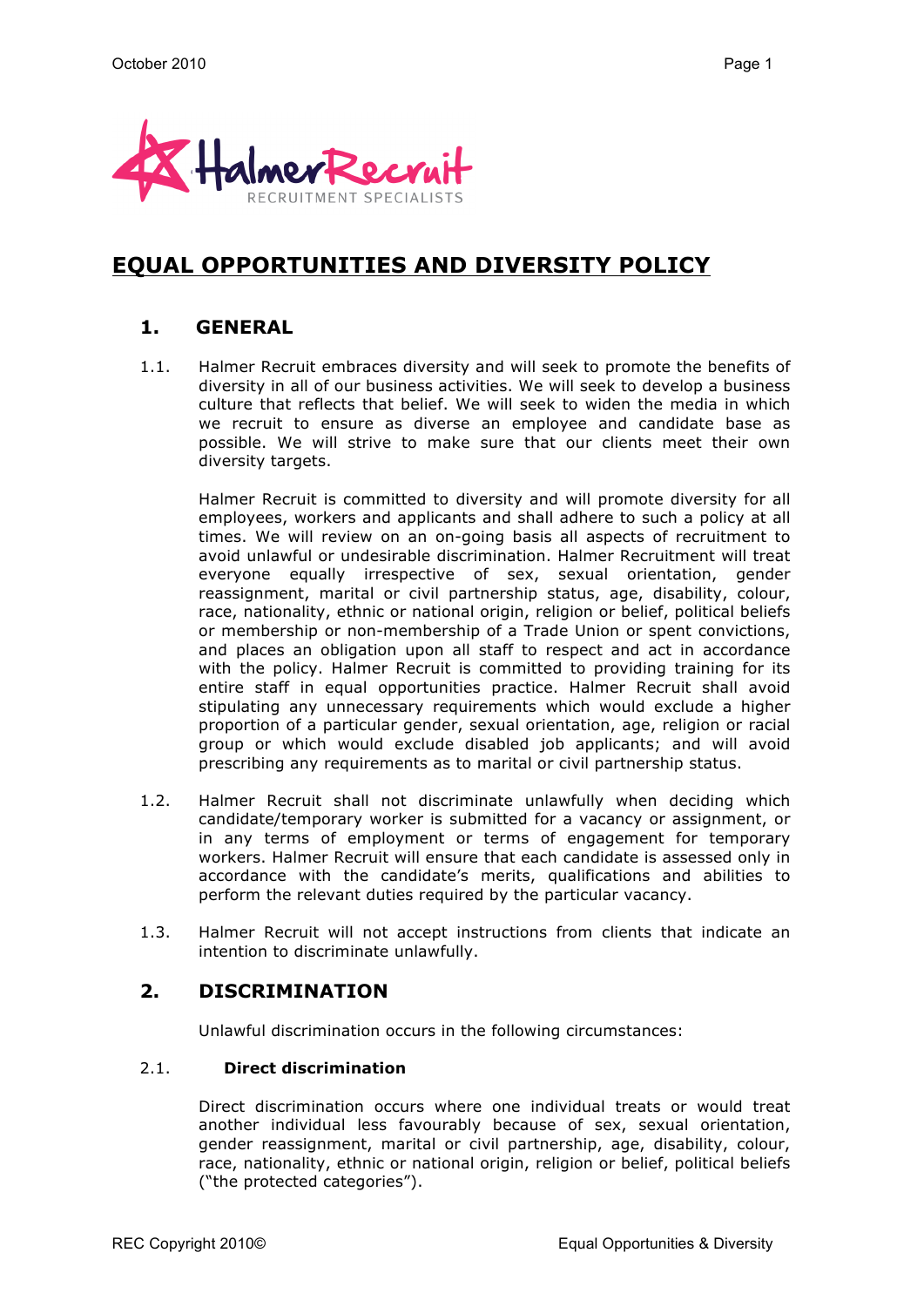# EQUAL OPPORTUNITIES AND DIVERSITY POLICY

## 1. GENERAL

1.1. Halmer Recruit embraces diversity and will seek to promote the benefits of diversity in all of our business activities. We will seek to develop a business culture that reflects that belief. We will seek to widen the media in which we recruit to ensure as diverse an employee and candidate base as possible. We will strive to make sure that our clients meet their own diversity targets.

Halmer Recruit is committed to diversity and will promote diversity for all employees, workers and applicants and shall adhere to such a policy at all times. We will review on an on-going basis all aspects of recruitment to avoid unlawful or undesirable discrimination. Halmer Recruitment will treat everyone equally irrespective of sex, sexual orientation, gender reassignment, marital or civil partnership status, age, disability, colour, race, nationality, ethnic or national origin, religion or belief, political beliefs or membership or non-membership of a Trade Union or spent convictions, and places an obligation upon all staff to respect and act in accordance with the policy. Halmer Recruit is committed to providing training for its entire staff in equal opportunities practice. Halmer Recruit shall avoid stipulating any unnecessary requirements which would exclude a higher proportion of a particular gender, sexual orientation, age, religion or racial group or which would exclude disabled job applicants; and will avoid prescribing any requirements as to marital or civil partnership status.

1.2. Halmer Recruit shall not discriminate unlawfully when deciding which candidate/temporary worker is submitted for a vacancy or assignment, or in any terms of employment or terms of engagement for temporary workers. Halmer Recruit will ensure that each candidate is assessed only in accordance with the candidate's merits, qualifications and abilities to perform the relevant duties required by the particular vacancy.

1.3. Halmer Recruit will not accept instructions from clients that indicate an intention to discriminate unlawfully.

## 2. DISCRIMINATION

Unlawful discrimination occurs in the following circumstances:

### 2.1. Direct discrimination

Direct discrimination occurs where one individual treats or would treat another individual less favourably because of sex, sexual orientation, gender reassignment, marital or civil partnership, age, disability, colour, race, nationality, ethnic or national origin, religion or belief, political beliefs ("the protected categories").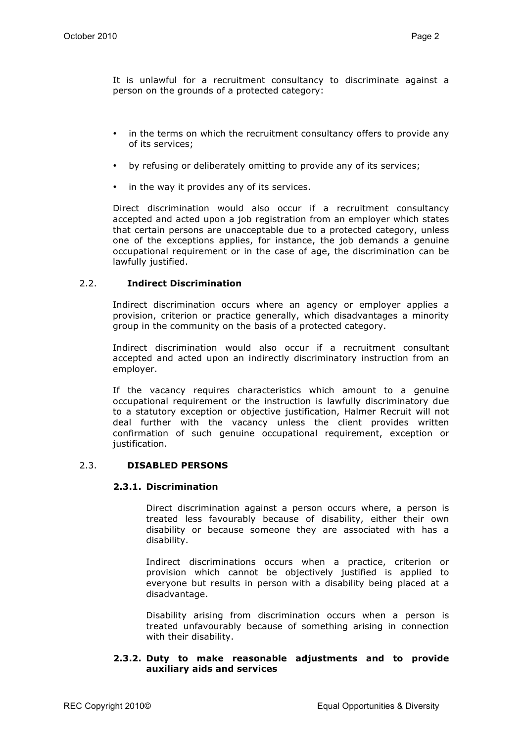It is unlawful for a recruitment consultancy to discriminate against a person on the grounds of a protected category:

- in the terms on which the recruitment consultancy offers to provide any of its services;
- by refusing or deliberately omitting to provide any of its services;
- in the way it provides any of its services.

Direct discrimination would also occur if a recruitment consultancy accepted and acted upon a job registration from an employer which states that certain persons are unacceptable due to a protected category, unless one of the exceptions applies, for instance, the job demands a genuine occupational requirement or in the case of age, the discrimination can be lawfully justified.

### 2.2. Indirect Discrimination

Indirect discrimination occurs where an agency or employer applies a provision, criterion or practice generally, which disadvantages a minority group in the community on the basis of a protected category.

Indirect discrimination would also occur if a recruitment consultant accepted and acted upon an indirectly discriminatory instruction from an employer.

If the vacancy requires characteristics which amount to a genuine occupational requirement or the instruction is lawfully discriminatory due to a statutory exception or objective justification, Halmer Recruit will not deal further with the vacancy unless the client provides written confirmation of such genuine occupational requirement, exception or justification.

### 2.3. DISABLED PERSONS

#### 2.3.1. Discrimination

Direct discrimination against a person occurs where, a person is treated less favourably because of disability, either their own disability or because someone they are associated with has a disability.

Indirect discriminations occurs when a practice, criterion or provision which cannot be objectively justified is applied to everyone but results in person with a disability being placed at a disadvantage.

Disability arising from discrimination occurs when a person is treated unfavourably because of something arising in connection with their disability.

#### 2.3.2. Duty to make reasonable adjustments and to provide auxiliary aids and services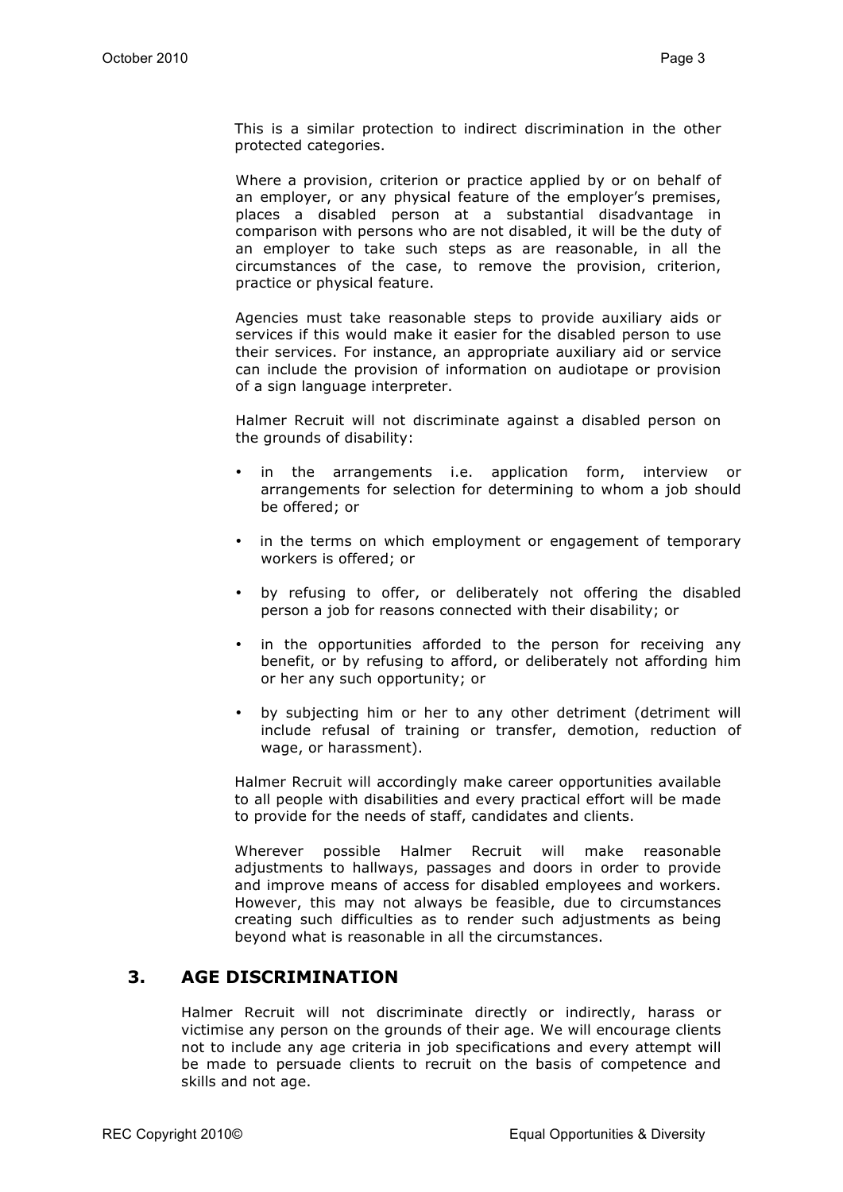This is a similar protection to indirect discrimination in the other protected categories.

Where a provision, criterion or practice applied by or on behalf of an employer, or any physical feature of the employer's premises, places a disabled person at a substantial disadvantage in comparison with persons who are not disabled, it will be the duty of an employer to take such steps as are reasonable, in all the circumstances of the case, to remove the provision, criterion, practice or physical feature.

Agencies must take reasonable steps to provide auxiliary aids or services if this would make it easier for the disabled person to use their services. For instance, an appropriate auxiliary aid or service can include the provision of information on audiotape or provision of a sign language interpreter.

Halmer Recruit will not discriminate against a disabled person on the grounds of disability:

- in the arrangements i.e. application form, interview or arrangements for selection for determining to whom a job should be offered; or
- in the terms on which employment or engagement of temporary workers is offered; or
- by refusing to offer, or deliberately not offering the disabled person a job for reasons connected with their disability; or
- in the opportunities afforded to the person for receiving any benefit, or by refusing to afford, or deliberately not affording him or her any such opportunity; or
- by subjecting him or her to any other detriment (detriment will include refusal of training or transfer, demotion, reduction of wage, or harassment).

Halmer Recruit will accordingly make career opportunities available to all people with disabilities and every practical effort will be made to provide for the needs of staff, candidates and clients.

Wherever possible Halmer Recruit will make reasonable adjustments to hallways, passages and doors in order to provide and improve means of access for disabled employees and workers. However, this may not always be feasible, due to circumstances creating such difficulties as to render such adjustments as being beyond what is reasonable in all the circumstances.

## 3. AGE DISCRIMINATION

Halmer Recruit will not discriminate directly or indirectly, harass or victimise any person on the grounds of their age. We will encourage clients not to include any age criteria in job specifications and every attempt will be made to persuade clients to recruit on the basis of competence and skills and not age.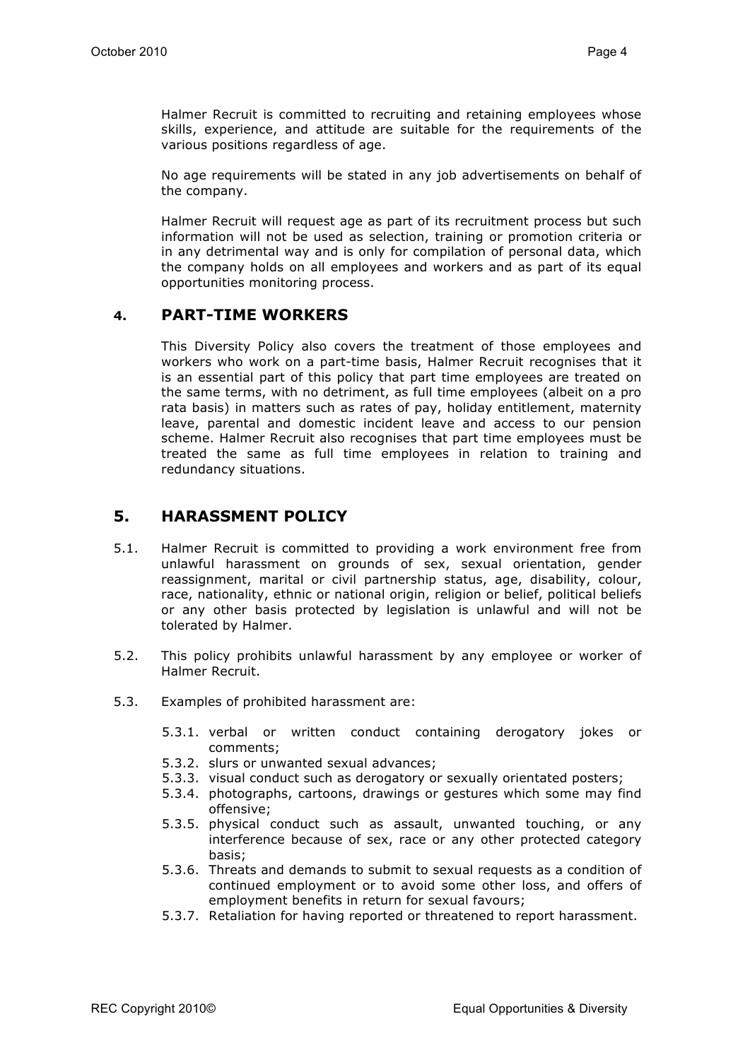Halmer Recruit is committed to recruiting and retaining employees whose skills, experience, and attitude are suitable for the requirements of the various positions regardless of age.

No age requirements will be stated in any job advertisements on behalf of the company.

Halmer Recruit will request age as part of its recruitment process but such information will not be used as selection, training or promotion criteria or in any detrimental way and is only for compilation of personal data, which the company holds on all employees and workers and as part of its equal opportunities monitoring process.

## 4. PART-TIME WORKERS

This Diversity Policy also covers the treatment of those employees and workers who work on a part-time basis, Halmer Recruit recognises that it is an essential part of this policy that part time employees are treated on the same terms, with no detriment, as full time employees (albeit on a pro rata basis) in matters such as rates of pay, holiday entitlement, maternity leave, parental and domestic incident leave and access to our pension scheme. Halmer Recruit also recognises that part time employees must be treated the same as full time employees in relation to training and redundancy situations.

## 5. HARASSMENT POLICY

5.1. Halmer Recruit is committed to providing a work environment free from unlawful harassment on grounds of sex, sexual orientation, gender reassignment, marital or civil partnership status, age, disability, colour, race, nationality, ethnic or national origin, religion or belief, political beliefs or any other basis protected by legislation is unlawful and will not be tolerated by Halmer.

5.2. This policy prohibits unlawful harassment by any employee or worker of Halmer Recruit.

5.3. Examples of prohibited harassment are:

- 5.3.1. verbal or written conduct containing derogatory jokes or comments;
- 5.3.2. slurs or unwanted sexual advances;
- 5.3.3. visual conduct such as derogatory or sexually orientated posters;
- 5.3.4. photographs, cartoons, drawings or gestures which some may find offensive;
- 5.3.5. physical conduct such as assault, unwanted touching, or any interference because of sex, race or any other protected category basis;
- 5.3.6. Threats and demands to submit to sexual requests as a condition of continued employment or to avoid some other loss, and offers of employment benefits in return for sexual favours;
- 5.3.7. Retaliation for having reported or threatened to report harassment.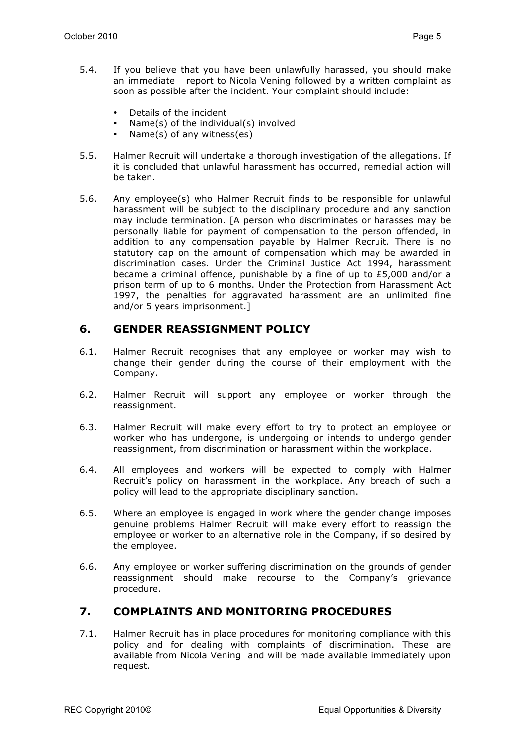5.4. If you believe that you have been unlawfully harassed, you should make an immediate report to Nicola Vening followed by a written complaint as soon as possible after the incident. Your complaint should include:

- Details of the incident
- Name(s) of the individual(s) involved
- Name(s) of any witness(es)

5.5. Halmer Recruit will undertake a thorough investigation of the allegations. If it is concluded that unlawful harassment has occurred, remedial action will be taken.

5.6. Any employee(s) who Halmer Recruit finds to be responsible for unlawful harassment will be subject to the disciplinary procedure and any sanction may include termination. [A person who discriminates or harasses may be personally liable for payment of compensation to the person offended, in addition to any compensation payable by Halmer Recruit. There is no statutory cap on the amount of compensation which may be awarded in discrimination cases. Under the Criminal Justice Act 1994, harassment became a criminal offence, punishable by a fine of up to £5,000 and/or a prison term of up to 6 months. Under the Protection from Harassment Act 1997, the penalties for aggravated harassment are an unlimited fine and/or 5 years imprisonment.]

## 6. GENDER REASSIGNMENT POLICY

6.1. Halmer Recruit recognises that any employee or worker may wish to change their gender during the course of their employment with the Company.

6.2. Halmer Recruit will support any employee or worker through the reassignment.

6.3. Halmer Recruit will make every effort to try to protect an employee or worker who has undergone, is undergoing or intends to undergo gender reassignment, from discrimination or harassment within the workplace.

6.4. All employees and workers will be expected to comply with Halmer Recruit's policy on harassment in the workplace. Any breach of such a policy will lead to the appropriate disciplinary sanction.

6.5. Where an employee is engaged in work where the gender change imposes genuine problems Halmer Recruit will make every effort to reassign the employee or worker to an alternative role in the Company, if so desired by the employee.

6.6. Any employee or worker suffering discrimination on the grounds of gender reassignment should make recourse to the Company's grievance procedure.

## 7. COMPLAINTS AND MONITORING PROCEDURES

7.1. Halmer Recruit has in place procedures for monitoring compliance with this policy and for dealing with complaints of discrimination. These are available from Nicola Vening and will be made available immediately upon request.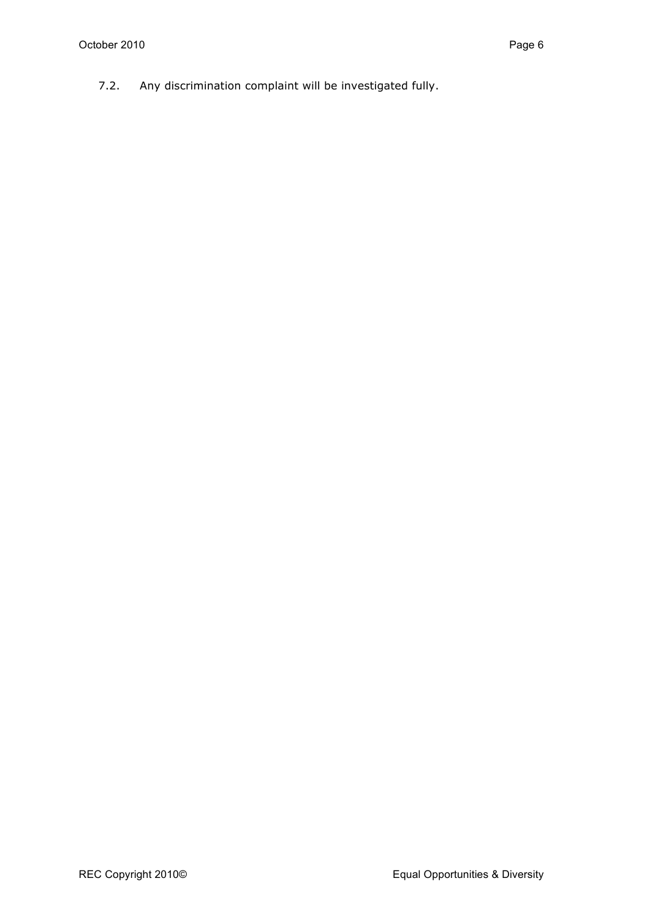7.2. Any discrimination complaint will be investigated fully.